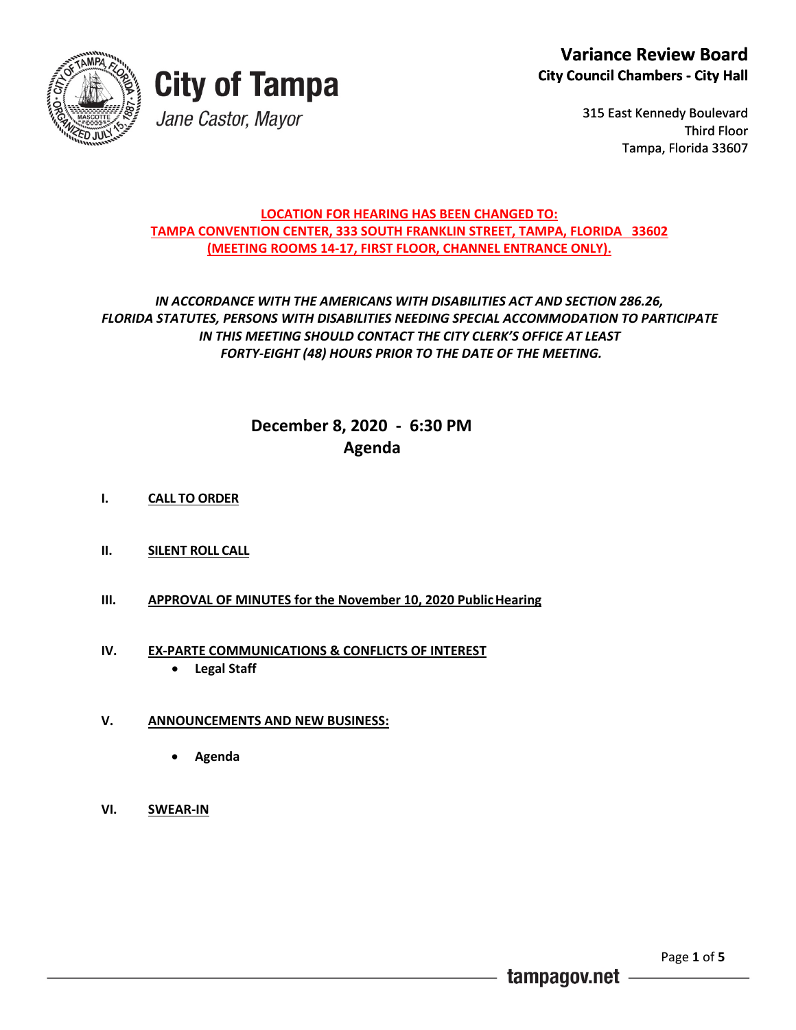# City of Tampa

*Jane Castor, Mayor*

**Variance Review Board**
**City Council Chambers - City Hall**

315 East Kennedy Boulevard
Third Floor
Tampa, Florida 33607

**LOCATION FOR HEARING HAS BEEN CHANGED TO:**
**TAMPA CONVENTION CENTER, 333 SOUTH FRANKLIN STREET, TAMPA, FLORIDA 33602**
**(MEETING ROOMS 14-17, FIRST FLOOR, CHANNEL ENTRANCE ONLY).**

***IN ACCORDANCE WITH THE AMERICANS WITH DISABILITIES ACT AND SECTION 286.26, FLORIDA STATUTES, PERSONS WITH DISABILITIES NEEDING SPECIAL ACCOMMODATION TO PARTICIPATE IN THIS MEETING SHOULD CONTACT THE CITY CLERK'S OFFICE AT LEAST FORTY-EIGHT (48) HOURS PRIOR TO THE DATE OF THE MEETING.***

## December 8, 2020 - 6:30 PM
## Agenda

**I. CALL TO ORDER**

**II. SILENT ROLL CALL**

**III. APPROVAL OF MINUTES for the November 10, 2020 Public Hearing**

**IV. EX-PARTE COMMUNICATIONS & CONFLICTS OF INTEREST**

- **Legal Staff**

**V. ANNOUNCEMENTS AND NEW BUSINESS:**

- **Agenda**

**VI. SWEAR-IN**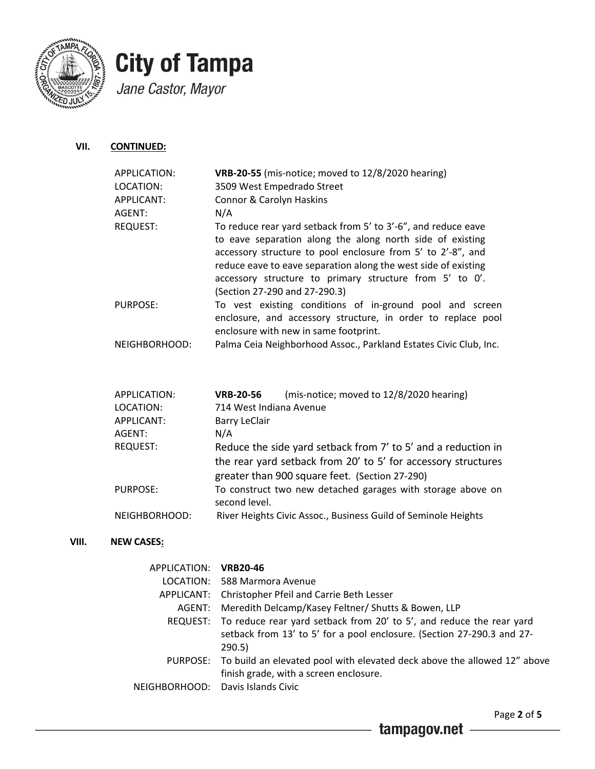**City of Tampa**

*Jane Castor, Mayor*

## VII. CONTINUED:

| | |
|---|---|
| APPLICATION: | **VRB-20-55** (mis-notice; moved to 12/8/2020 hearing) |
| LOCATION: | 3509 West Empedrado Street |
| APPLICANT: | Connor & Carolyn Haskins |
| AGENT: | N/A |
| REQUEST: | To reduce rear yard setback from 5' to 3'-6", and reduce eave to eave separation along the along north side of existing accessory structure to pool enclosure from 5' to 2'-8", and reduce eave to eave separation along the west side of existing accessory structure to primary structure from 5' to 0'. (Section 27-290 and 27-290.3) |
| PURPOSE: | To vest existing conditions of in-ground pool and screen enclosure, and accessory structure, in order to replace pool enclosure with new in same footprint. |
| NEIGHBORHOOD: | Palma Ceia Neighborhood Assoc., Parkland Estates Civic Club, Inc. |

| | |
|---|---|
| APPLICATION: | **VRB-20-56** (mis-notice; moved to 12/8/2020 hearing) |
| LOCATION: | 714 West Indiana Avenue |
| APPLICANT: | Barry LeClair |
| AGENT: | N/A |
| REQUEST: | Reduce the side yard setback from 7' to 5' and a reduction in the rear yard setback from 20' to 5' for accessory structures greater than 900 square feet. (Section 27-290) |
| PURPOSE: | To construct two new detached garages with storage above on second level. |
| NEIGHBORHOOD: | River Heights Civic Assoc., Business Guild of Seminole Heights |

## VIII. NEW CASES:

| | |
|---|---|
| APPLICATION: | **VRB20-46** |
| LOCATION: | 588 Marmora Avenue |
| APPLICANT: | Christopher Pfeil and Carrie Beth Lesser |
| AGENT: | Meredith Delcamp/Kasey Feltner/ Shutts & Bowen, LLP |
| REQUEST: | To reduce rear yard setback from 20' to 5', and reduce the rear yard setback from 13' to 5' for a pool enclosure. (Section 27-290.3 and 27-290.5) |
| PURPOSE: | To build an elevated pool with elevated deck above the allowed 12" above finish grade, with a screen enclosure. |
| NEIGHBORHOOD: | Davis Islands Civic |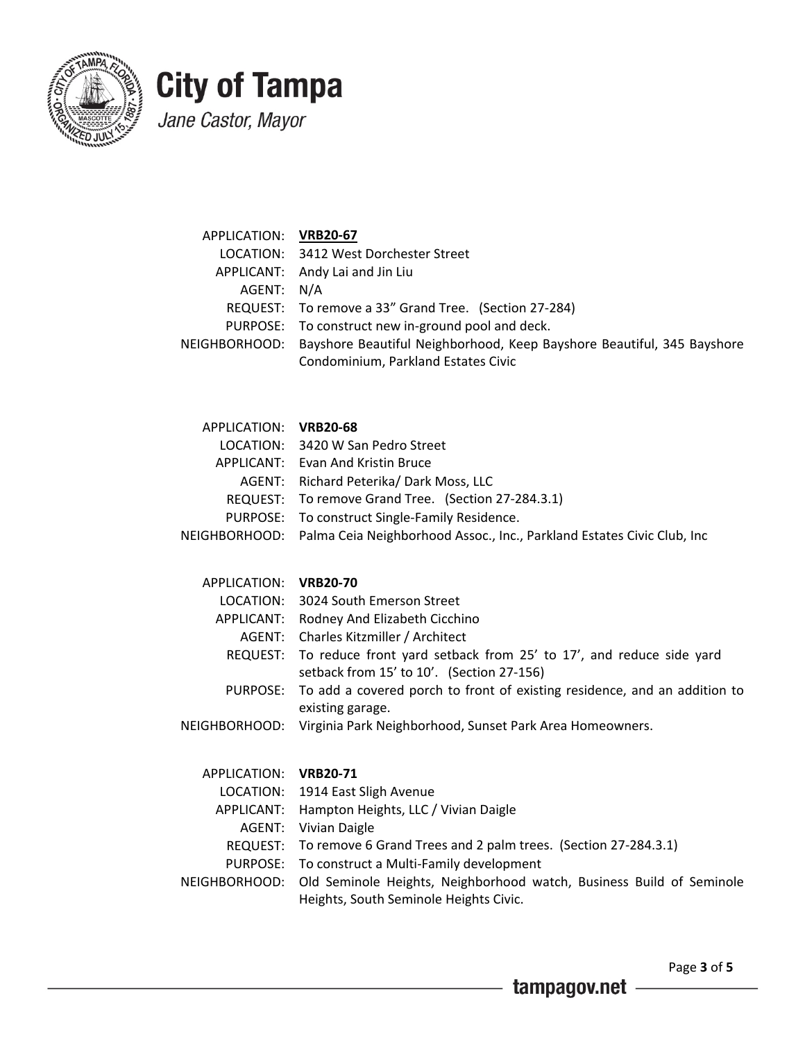# City of Tampa

*Jane Castor, Mayor*

| | |
|---|---|
| APPLICATION: | **VRB20-67** |
| LOCATION: | 3412 West Dorchester Street |
| APPLICANT: | Andy Lai and Jin Liu |
| AGENT: | N/A |
| REQUEST: | To remove a 33" Grand Tree. (Section 27-284) |
| PURPOSE: | To construct new in-ground pool and deck. |
| NEIGHBORHOOD: | Bayshore Beautiful Neighborhood, Keep Bayshore Beautiful, 345 Bayshore Condominium, Parkland Estates Civic |

| | |
|---|---|
| APPLICATION: | **VRB20-68** |
| LOCATION: | 3420 W San Pedro Street |
| APPLICANT: | Evan And Kristin Bruce |
| AGENT: | Richard Peterika/ Dark Moss, LLC |
| REQUEST: | To remove Grand Tree. (Section 27-284.3.1) |
| PURPOSE: | To construct Single-Family Residence. |
| NEIGHBORHOOD: | Palma Ceia Neighborhood Assoc., Inc., Parkland Estates Civic Club, Inc |

| | |
|---|---|
| APPLICATION: | **VRB20-70** |
| LOCATION: | 3024 South Emerson Street |
| APPLICANT: | Rodney And Elizabeth Cicchino |
| AGENT: | Charles Kitzmiller / Architect |
| REQUEST: | To reduce front yard setback from 25' to 17', and reduce side yard setback from 15' to 10'. (Section 27-156) |
| PURPOSE: | To add a covered porch to front of existing residence, and an addition to existing garage. |
| NEIGHBORHOOD: | Virginia Park Neighborhood, Sunset Park Area Homeowners. |

| | |
|---|---|
| APPLICATION: | **VRB20-71** |
| LOCATION: | 1914 East Sligh Avenue |
| APPLICANT: | Hampton Heights, LLC / Vivian Daigle |
| AGENT: | Vivian Daigle |
| REQUEST: | To remove 6 Grand Trees and 2 palm trees. (Section 27-284.3.1) |
| PURPOSE: | To construct a Multi-Family development |
| NEIGHBORHOOD: | Old Seminole Heights, Neighborhood watch, Business Build of Seminole Heights, South Seminole Heights Civic. |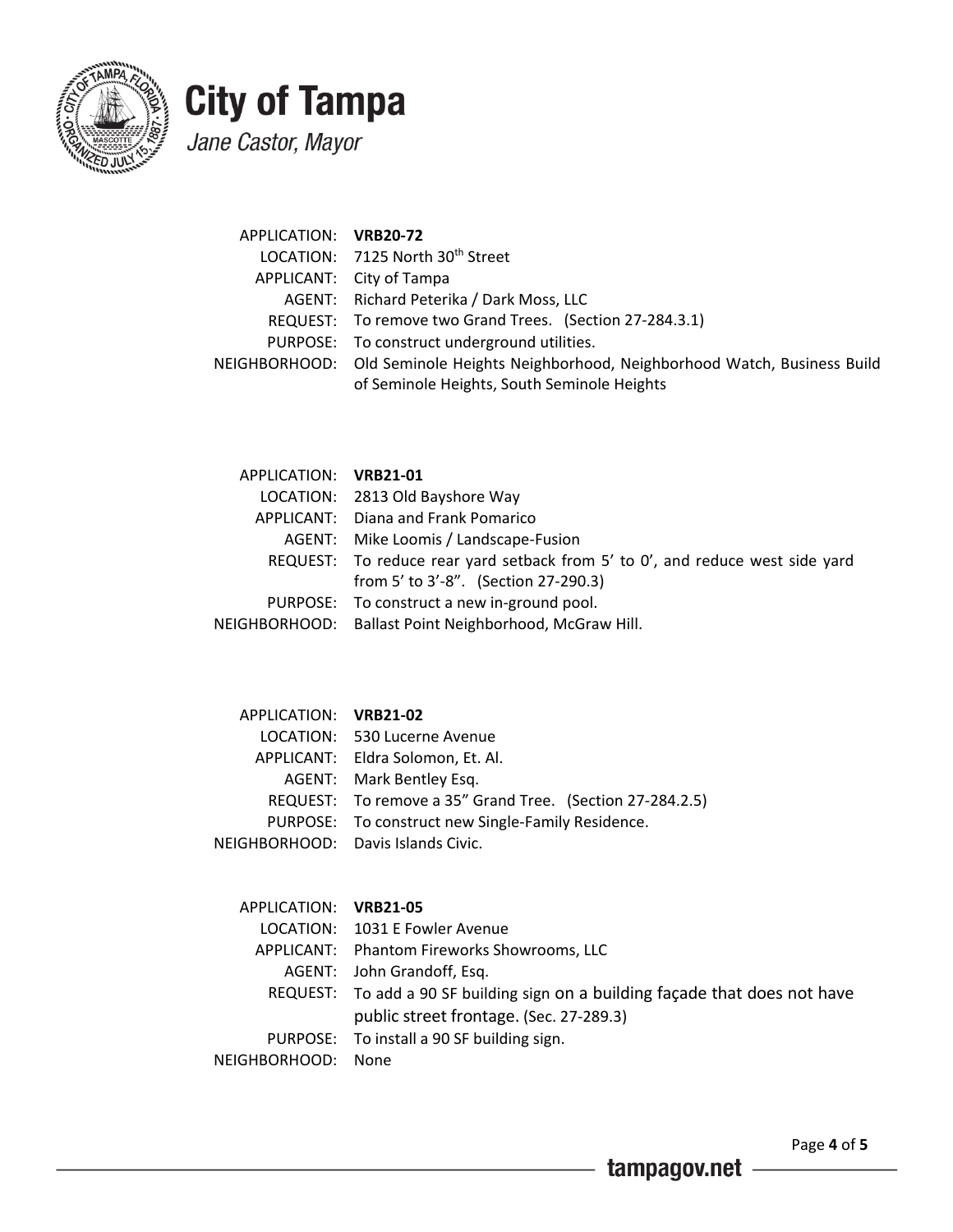APPLICATION: **VRB20-72**
LOCATION: 7125 North 30th Street
APPLICANT: City of Tampa
AGENT: Richard Peterika / Dark Moss, LLC
REQUEST: To remove two Grand Trees. (Section 27-284.3.1)
PURPOSE: To construct underground utilities.
NEIGHBORHOOD: Old Seminole Heights Neighborhood, Neighborhood Watch, Business Build of Seminole Heights, South Seminole Heights

APPLICATION: **VRB21-01**
LOCATION: 2813 Old Bayshore Way
APPLICANT: Diana and Frank Pomarico
AGENT: Mike Loomis / Landscape-Fusion
REQUEST: To reduce rear yard setback from 5' to 0', and reduce west side yard from 5' to 3'-8". (Section 27-290.3)
PURPOSE: To construct a new in-ground pool.
NEIGHBORHOOD: Ballast Point Neighborhood, McGraw Hill.

APPLICATION: **VRB21-02**
LOCATION: 530 Lucerne Avenue
APPLICANT: Eldra Solomon, Et. Al.
AGENT: Mark Bentley Esq.
REQUEST: To remove a 35" Grand Tree. (Section 27-284.2.5)
PURPOSE: To construct new Single-Family Residence.
NEIGHBORHOOD: Davis Islands Civic.

APPLICATION: **VRB21-05**
LOCATION: 1031 E Fowler Avenue
APPLICANT: Phantom Fireworks Showrooms, LLC
AGENT: John Grandoff, Esq.
REQUEST: To add a 90 SF building sign on a building façade that does not have public street frontage. (Sec. 27-289.3)
PURPOSE: To install a 90 SF building sign.
NEIGHBORHOOD: None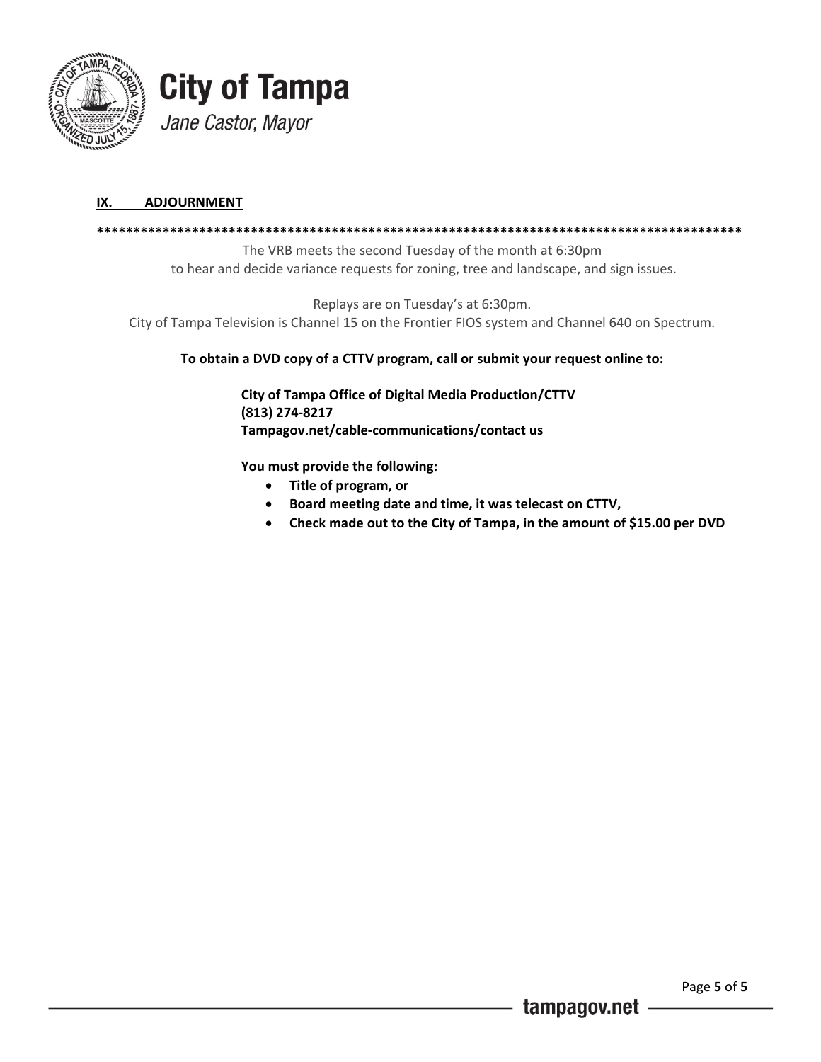**IX. ADJOURNMENT**

*******************************************************************************************

The VRB meets the second Tuesday of the month at 6:30pm
to hear and decide variance requests for zoning, tree and landscape, and sign issues.

Replays are on Tuesday's at 6:30pm.
City of Tampa Television is Channel 15 on the Frontier FIOS system and Channel 640 on Spectrum.

**To obtain a DVD copy of a CTTV program, call or submit your request online to:**

**City of Tampa Office of Digital Media Production/CTTV**
**(813) 274-8217**
**Tampagov.net/cable-communications/contact us**

**You must provide the following:**

- **Title of program, or**
- **Board meeting date and time, it was telecast on CTTV,**
- **Check made out to the City of Tampa, in the amount of $15.00 per DVD**